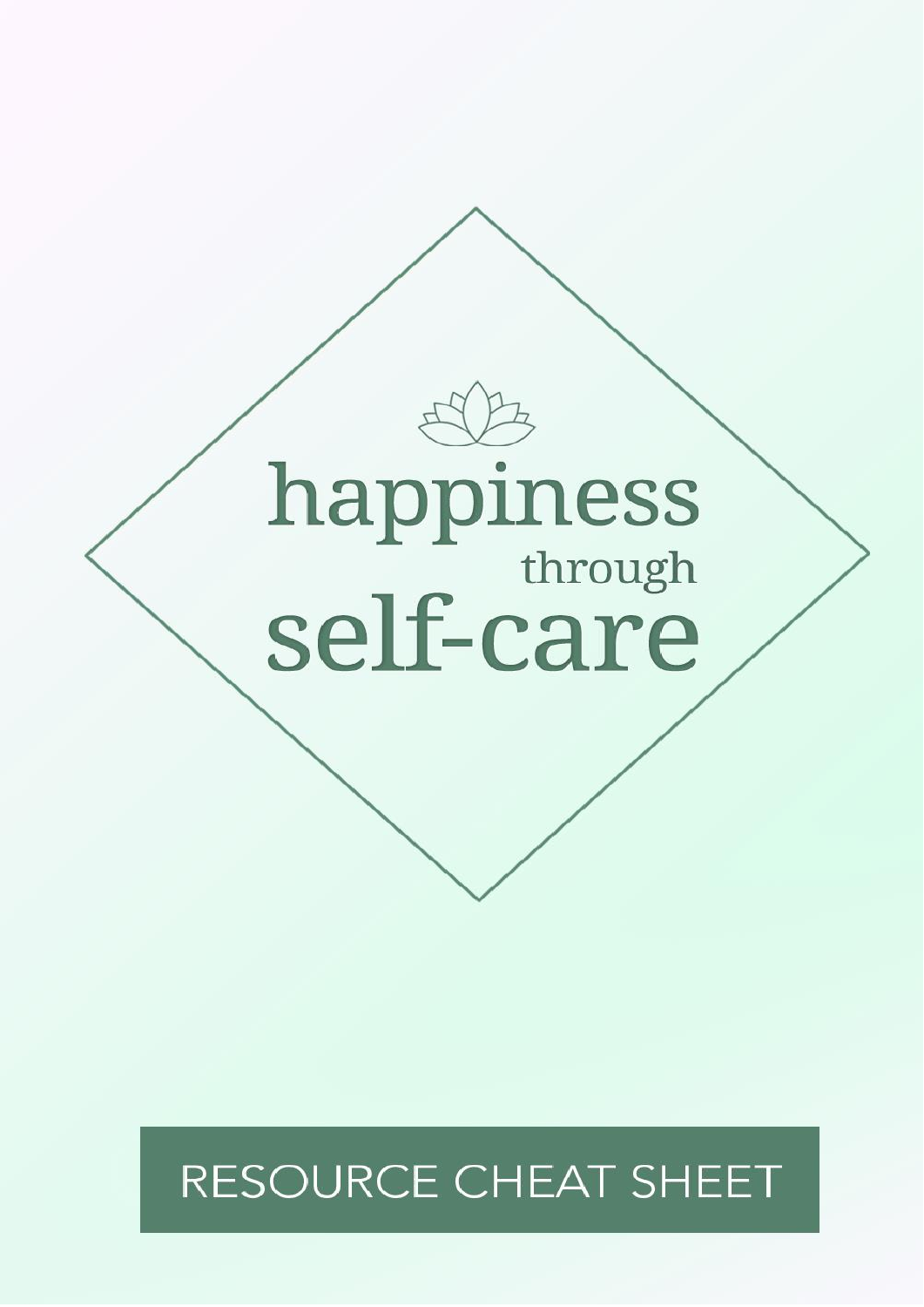# happiness through self-care

RESOURCE CHEAT SHEET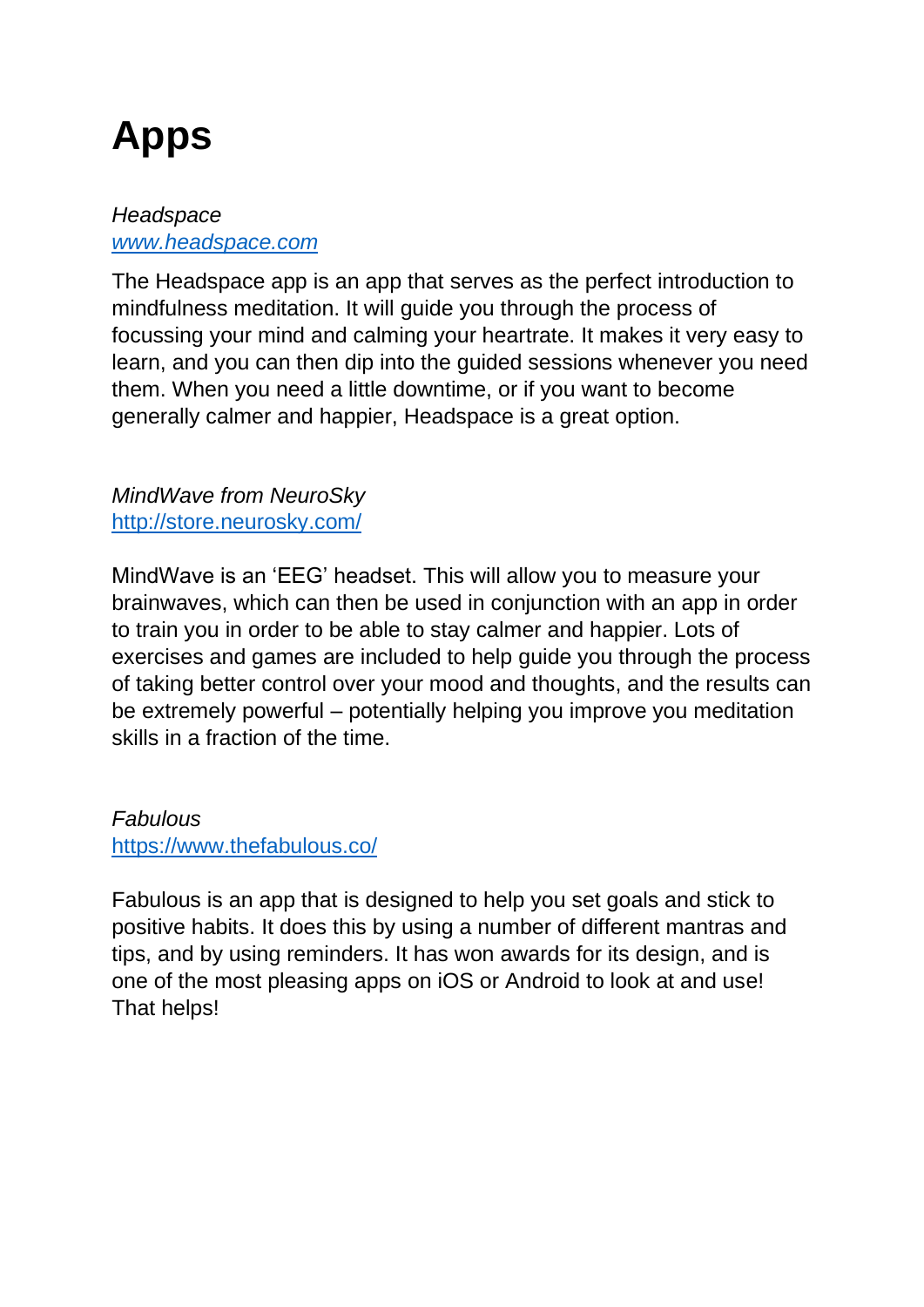# Apps

*Headspace*
[www.headspace.com](www.headspace.com)

The Headspace app is an app that serves as the perfect introduction to mindfulness meditation. It will guide you through the process of focussing your mind and calming your heartrate. It makes it very easy to learn, and you can then dip into the guided sessions whenever you need them. When you need a little downtime, or if you want to become generally calmer and happier, Headspace is a great option.

*MindWave from NeuroSky*
[http://store.neurosky.com/](http://store.neurosky.com/)

MindWave is an 'EEG' headset. This will allow you to measure your brainwaves, which can then be used in conjunction with an app in order to train you in order to be able to stay calmer and happier. Lots of exercises and games are included to help guide you through the process of taking better control over your mood and thoughts, and the results can be extremely powerful – potentially helping you improve you meditation skills in a fraction of the time.

*Fabulous*
[https://www.thefabulous.co/](https://www.thefabulous.co/)

Fabulous is an app that is designed to help you set goals and stick to positive habits. It does this by using a number of different mantras and tips, and by using reminders. It has won awards for its design, and is one of the most pleasing apps on iOS or Android to look at and use! That helps!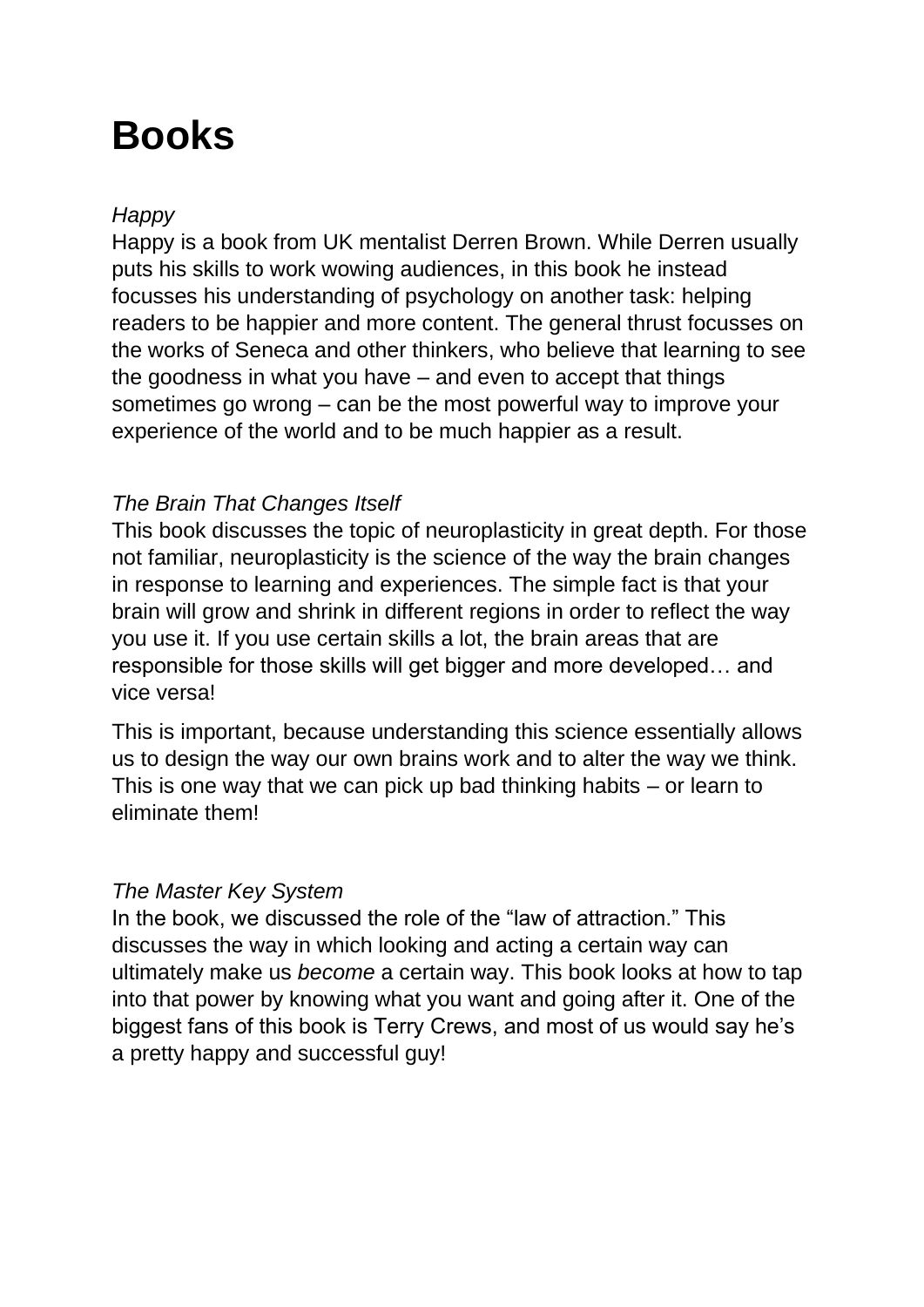# Books

*Happy*
Happy is a book from UK mentalist Derren Brown. While Derren usually puts his skills to work wowing audiences, in this book he instead focusses his understanding of psychology on another task: helping readers to be happier and more content. The general thrust focusses on the works of Seneca and other thinkers, who believe that learning to see the goodness in what you have – and even to accept that things sometimes go wrong – can be the most powerful way to improve your experience of the world and to be much happier as a result.

*The Brain That Changes Itself*
This book discusses the topic of neuroplasticity in great depth. For those not familiar, neuroplasticity is the science of the way the brain changes in response to learning and experiences. The simple fact is that your brain will grow and shrink in different regions in order to reflect the way you use it. If you use certain skills a lot, the brain areas that are responsible for those skills will get bigger and more developed… and vice versa!

This is important, because understanding this science essentially allows us to design the way our own brains work and to alter the way we think. This is one way that we can pick up bad thinking habits – or learn to eliminate them!

*The Master Key System*
In the book, we discussed the role of the "law of attraction." This discusses the way in which looking and acting a certain way can ultimately make us *become* a certain way. This book looks at how to tap into that power by knowing what you want and going after it. One of the biggest fans of this book is Terry Crews, and most of us would say he's a pretty happy and successful guy!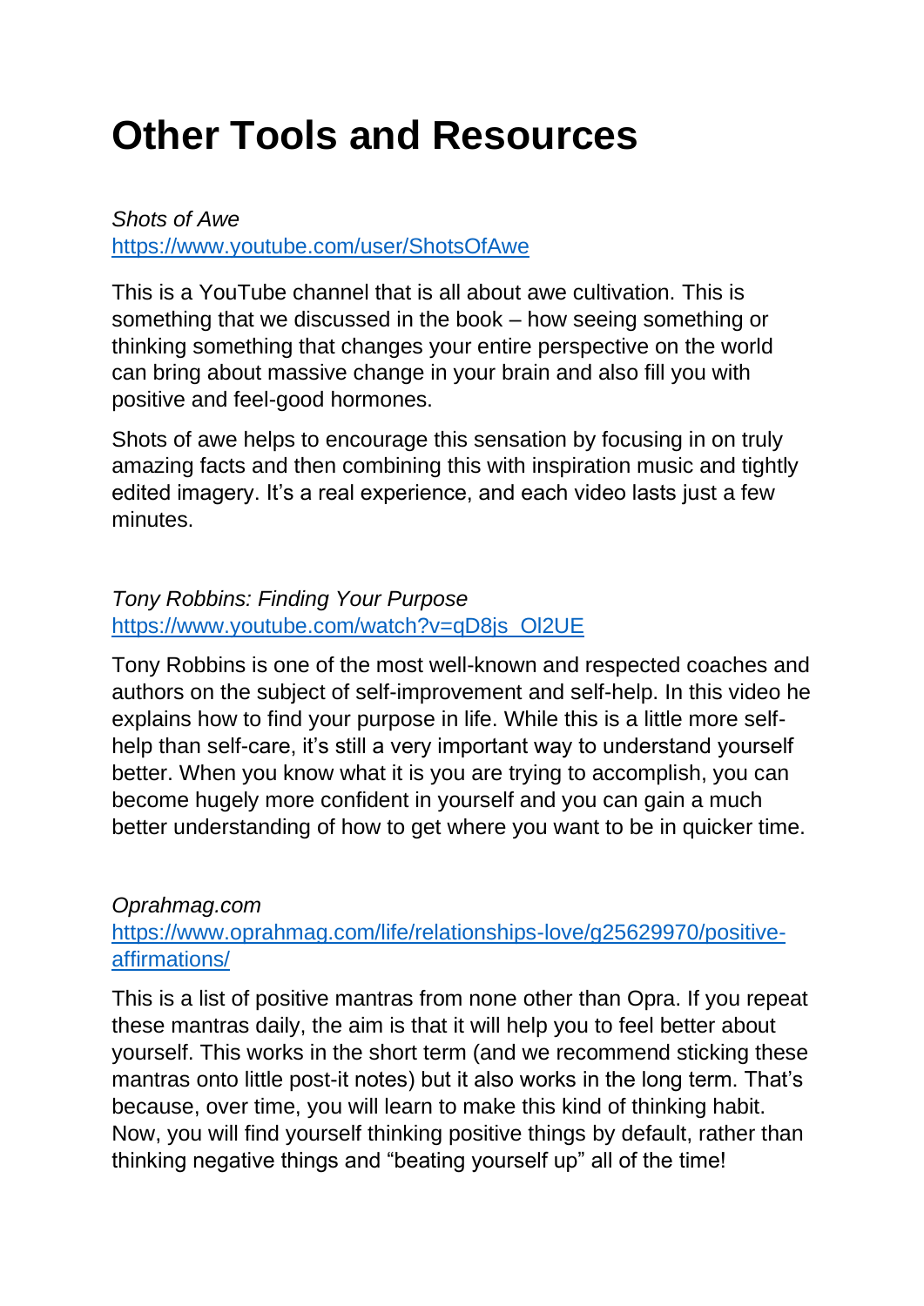# Other Tools and Resources

*Shots of Awe*
[https://www.youtube.com/user/ShotsOfAwe](https://www.youtube.com/user/ShotsOfAwe)

This is a YouTube channel that is all about awe cultivation. This is something that we discussed in the book – how seeing something or thinking something that changes your entire perspective on the world can bring about massive change in your brain and also fill you with positive and feel-good hormones.

Shots of awe helps to encourage this sensation by focusing in on truly amazing facts and then combining this with inspiration music and tightly edited imagery. It's a real experience, and each video lasts just a few minutes.

*Tony Robbins: Finding Your Purpose*
[https://www.youtube.com/watch?v=qD8js_OI2UE](https://www.youtube.com/watch?v=qD8js_OI2UE)

Tony Robbins is one of the most well-known and respected coaches and authors on the subject of self-improvement and self-help. In this video he explains how to find your purpose in life. While this is a little more self-help than self-care, it's still a very important way to understand yourself better. When you know what it is you are trying to accomplish, you can become hugely more confident in yourself and you can gain a much better understanding of how to get where you want to be in quicker time.

*Oprahmag.com*
[https://www.oprahmag.com/life/relationships-love/g25629970/positive-affirmations/](https://www.oprahmag.com/life/relationships-love/g25629970/positive-affirmations/)

This is a list of positive mantras from none other than Opra. If you repeat these mantras daily, the aim is that it will help you to feel better about yourself. This works in the short term (and we recommend sticking these mantras onto little post-it notes) but it also works in the long term. That's because, over time, you will learn to make this kind of thinking habit. Now, you will find yourself thinking positive things by default, rather than thinking negative things and "beating yourself up" all of the time!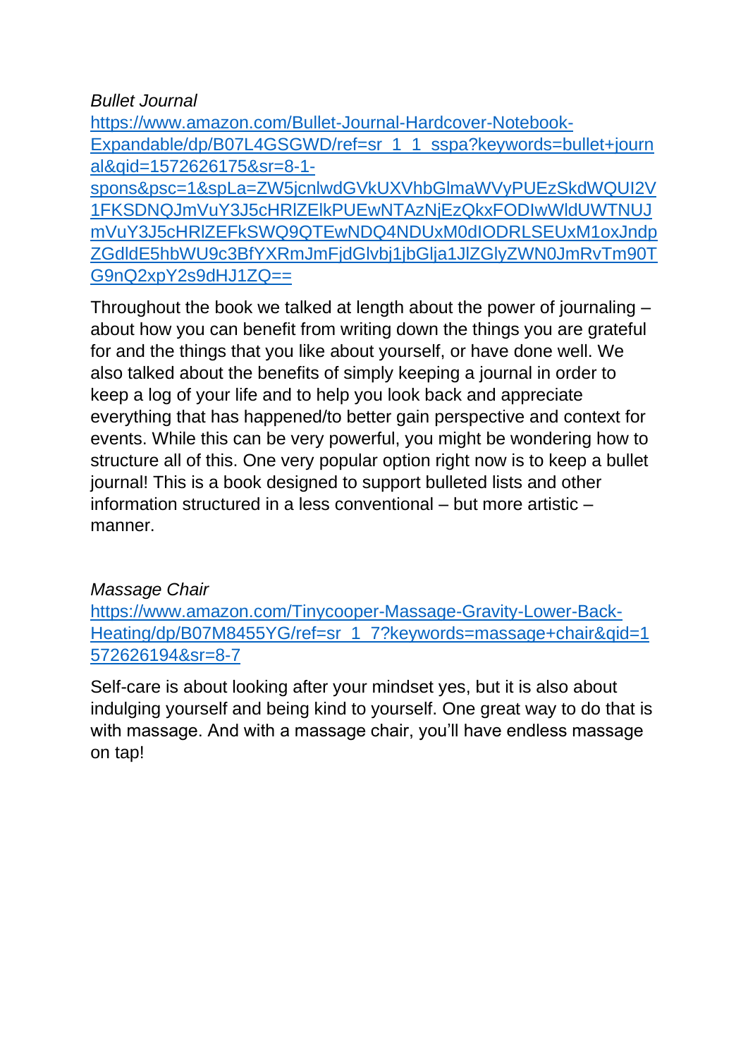*Bullet Journal*

https://www.amazon.com/Bullet-Journal-Hardcover-Notebook-Expandable/dp/B07L4GSGWD/ref=sr_1_1_sspa?keywords=bullet+journal&qid=1572626175&sr=8-1-spons&psc=1&spLa=ZW5jcnlwdGVkUXVhbGlmaWVyPUEzSkdWQUI2V1FKSDNQJmVuY3J5cHRlZElkPUEwNTAzNjEzQkxFODIwWldUWTNUJmVuY3J5cHRlZEFkSWQ9QTEwNDQ4NDUxM0dIODRLSEUxM1oxJndpZGdldE5hbWU9c3BfYXRmJmFjdGlvbj1jbGlja1JlZGlyZWN0JmRvTm90TG9nQ2xpY2s9dHJ1ZQ==

Throughout the book we talked at length about the power of journaling – about how you can benefit from writing down the things you are grateful for and the things that you like about yourself, or have done well. We also talked about the benefits of simply keeping a journal in order to keep a log of your life and to help you look back and appreciate everything that has happened/to better gain perspective and context for events. While this can be very powerful, you might be wondering how to structure all of this. One very popular option right now is to keep a bullet journal! This is a book designed to support bulleted lists and other information structured in a less conventional – but more artistic – manner.

*Massage Chair*

https://www.amazon.com/Tinycooper-Massage-Gravity-Lower-Back-Heating/dp/B07M8455YG/ref=sr_1_7?keywords=massage+chair&qid=1572626194&sr=8-7

Self-care is about looking after your mindset yes, but it is also about indulging yourself and being kind to yourself. One great way to do that is with massage. And with a massage chair, you'll have endless massage on tap!